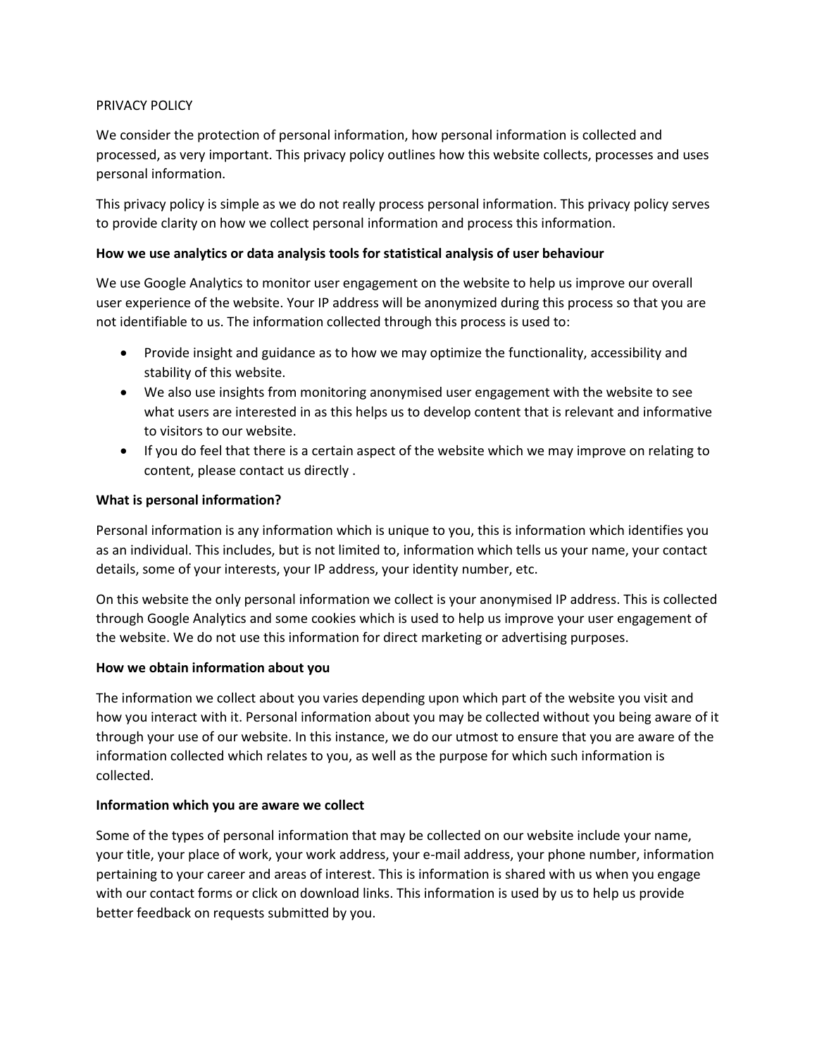# PRIVACY POLICY

We consider the protection of personal information, how personal information is collected and processed, as very important. This privacy policy outlines how this website collects, processes and uses personal information.

This privacy policy is simple as we do not really process personal information. This privacy policy serves to provide clarity on how we collect personal information and process this information.

**How we use analytics or data analysis tools for statistical analysis of user behaviour**

We use Google Analytics to monitor user engagement on the website to help us improve our overall user experience of the website. Your IP address will be anonymized during this process so that you are not identifiable to us. The information collected through this process is used to:

- Provide insight and guidance as to how we may optimize the functionality, accessibility and stability of this website.
- We also use insights from monitoring anonymised user engagement with the website to see what users are interested in as this helps us to develop content that is relevant and informative to visitors to our website.
- If you do feel that there is a certain aspect of the website which we may improve on relating to content, please contact us directly .

**What is personal information?**

Personal information is any information which is unique to you, this is information which identifies you as an individual. This includes, but is not limited to, information which tells us your name, your contact details, some of your interests, your IP address, your identity number, etc.

On this website the only personal information we collect is your anonymised IP address. This is collected through Google Analytics and some cookies which is used to help us improve your user engagement of the website. We do not use this information for direct marketing or advertising purposes.

**How we obtain information about you**

The information we collect about you varies depending upon which part of the website you visit and how you interact with it. Personal information about you may be collected without you being aware of it through your use of our website. In this instance, we do our utmost to ensure that you are aware of the information collected which relates to you, as well as the purpose for which such information is collected.

**Information which you are aware we collect**

Some of the types of personal information that may be collected on our website include your name, your title, your place of work, your work address, your e-mail address, your phone number, information pertaining to your career and areas of interest. This is information is shared with us when you engage with our contact forms or click on download links. This information is used by us to help us provide better feedback on requests submitted by you.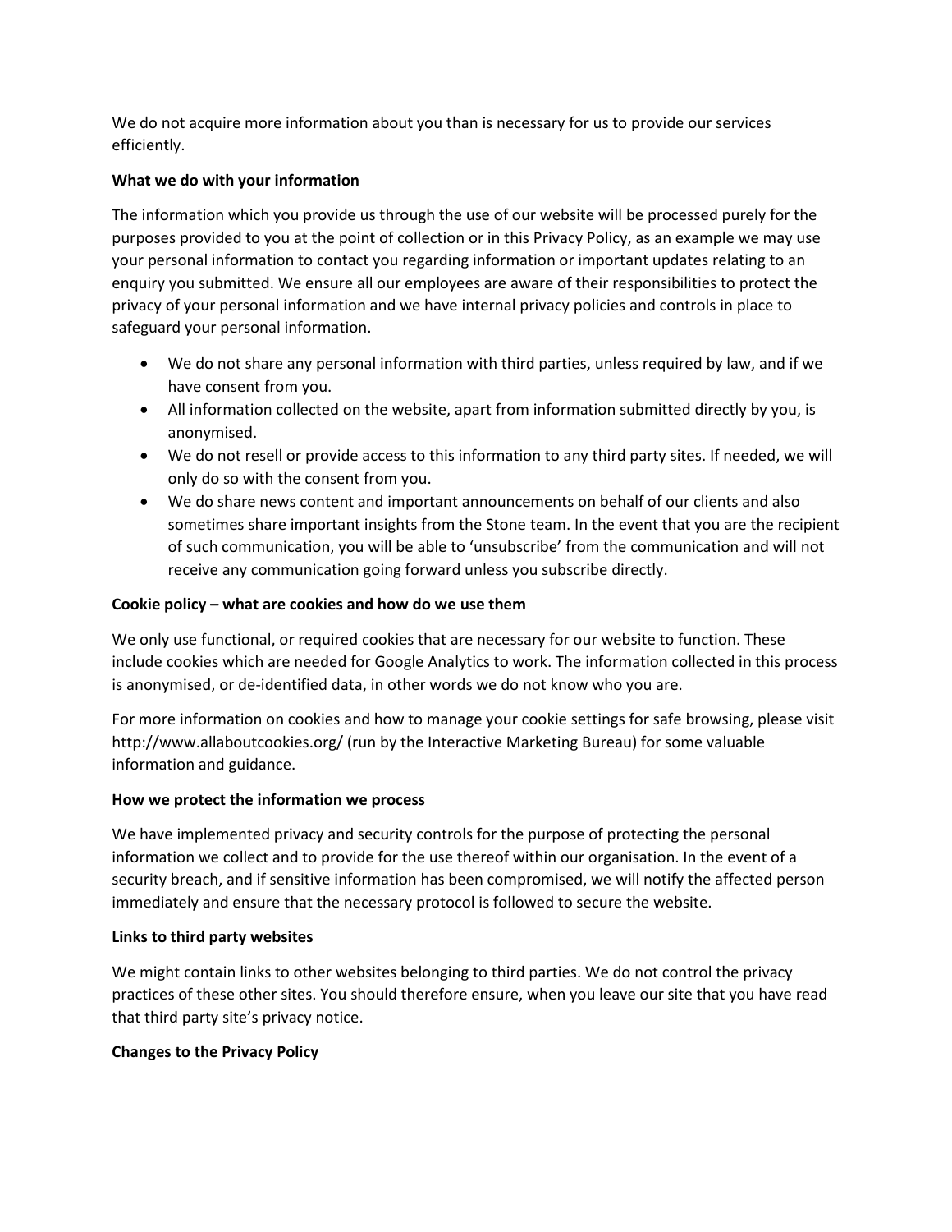We do not acquire more information about you than is necessary for us to provide our services efficiently.

**What we do with your information**

The information which you provide us through the use of our website will be processed purely for the purposes provided to you at the point of collection or in this Privacy Policy, as an example we may use your personal information to contact you regarding information or important updates relating to an enquiry you submitted. We ensure all our employees are aware of their responsibilities to protect the privacy of your personal information and we have internal privacy policies and controls in place to safeguard your personal information.

- We do not share any personal information with third parties, unless required by law, and if we have consent from you.
- All information collected on the website, apart from information submitted directly by you, is anonymised.
- We do not resell or provide access to this information to any third party sites. If needed, we will only do so with the consent from you.
- We do share news content and important announcements on behalf of our clients and also sometimes share important insights from the Stone team. In the event that you are the recipient of such communication, you will be able to 'unsubscribe' from the communication and will not receive any communication going forward unless you subscribe directly.

**Cookie policy – what are cookies and how do we use them**

We only use functional, or required cookies that are necessary for our website to function. These include cookies which are needed for Google Analytics to work. The information collected in this process is anonymised, or de-identified data, in other words we do not know who you are.

For more information on cookies and how to manage your cookie settings for safe browsing, please visit http://www.allaboutcookies.org/ (run by the Interactive Marketing Bureau) for some valuable information and guidance.

**How we protect the information we process**

We have implemented privacy and security controls for the purpose of protecting the personal information we collect and to provide for the use thereof within our organisation. In the event of a security breach, and if sensitive information has been compromised, we will notify the affected person immediately and ensure that the necessary protocol is followed to secure the website.

**Links to third party websites**

We might contain links to other websites belonging to third parties. We do not control the privacy practices of these other sites. You should therefore ensure, when you leave our site that you have read that third party site's privacy notice.

**Changes to the Privacy Policy**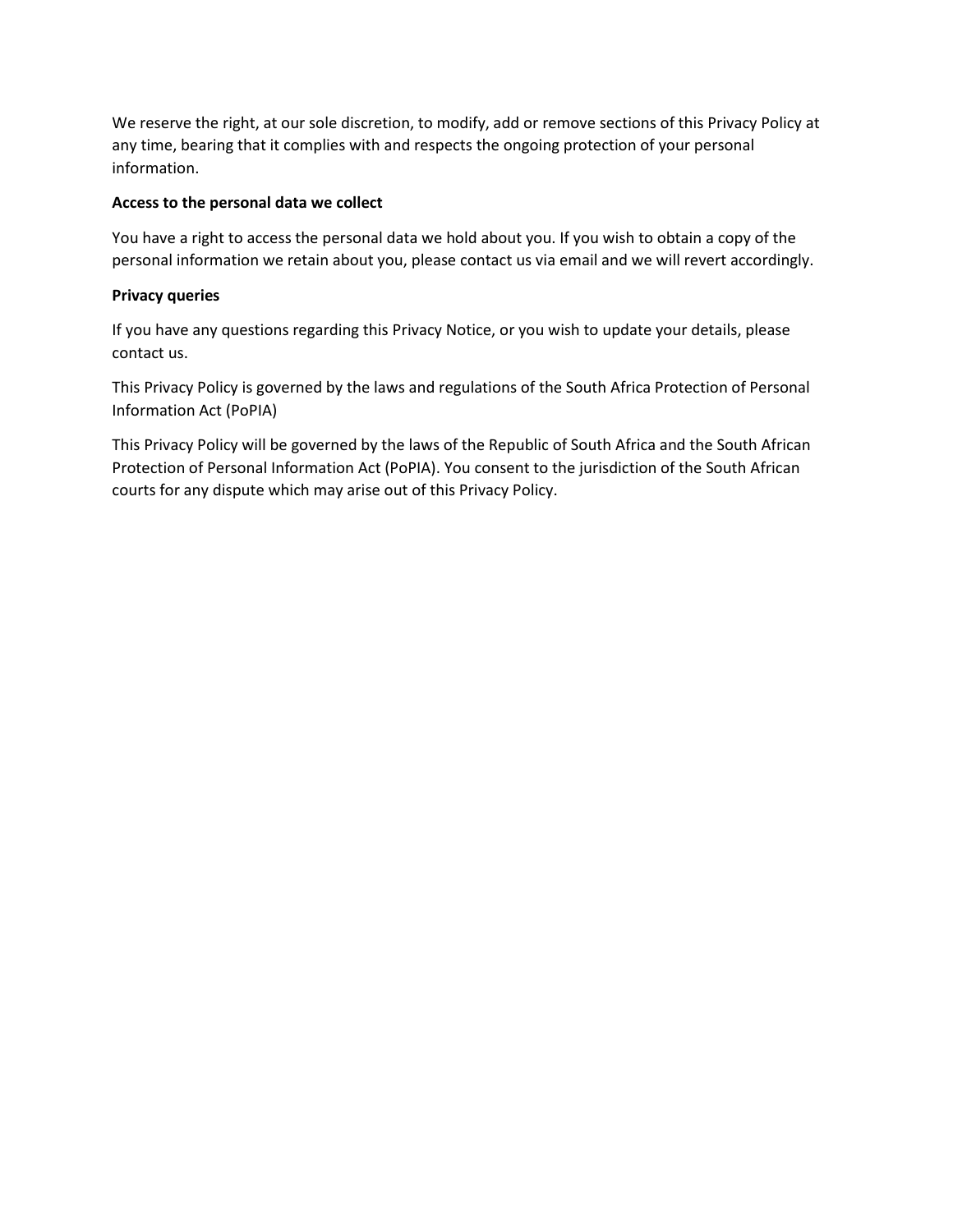We reserve the right, at our sole discretion, to modify, add or remove sections of this Privacy Policy at any time, bearing that it complies with and respects the ongoing protection of your personal information.

**Access to the personal data we collect**

You have a right to access the personal data we hold about you. If you wish to obtain a copy of the personal information we retain about you, please contact us via email and we will revert accordingly.

**Privacy queries**

If you have any questions regarding this Privacy Notice, or you wish to update your details, please contact us.

This Privacy Policy is governed by the laws and regulations of the South Africa Protection of Personal Information Act (PoPIA)

This Privacy Policy will be governed by the laws of the Republic of South Africa and the South African Protection of Personal Information Act (PoPIA). You consent to the jurisdiction of the South African courts for any dispute which may arise out of this Privacy Policy.